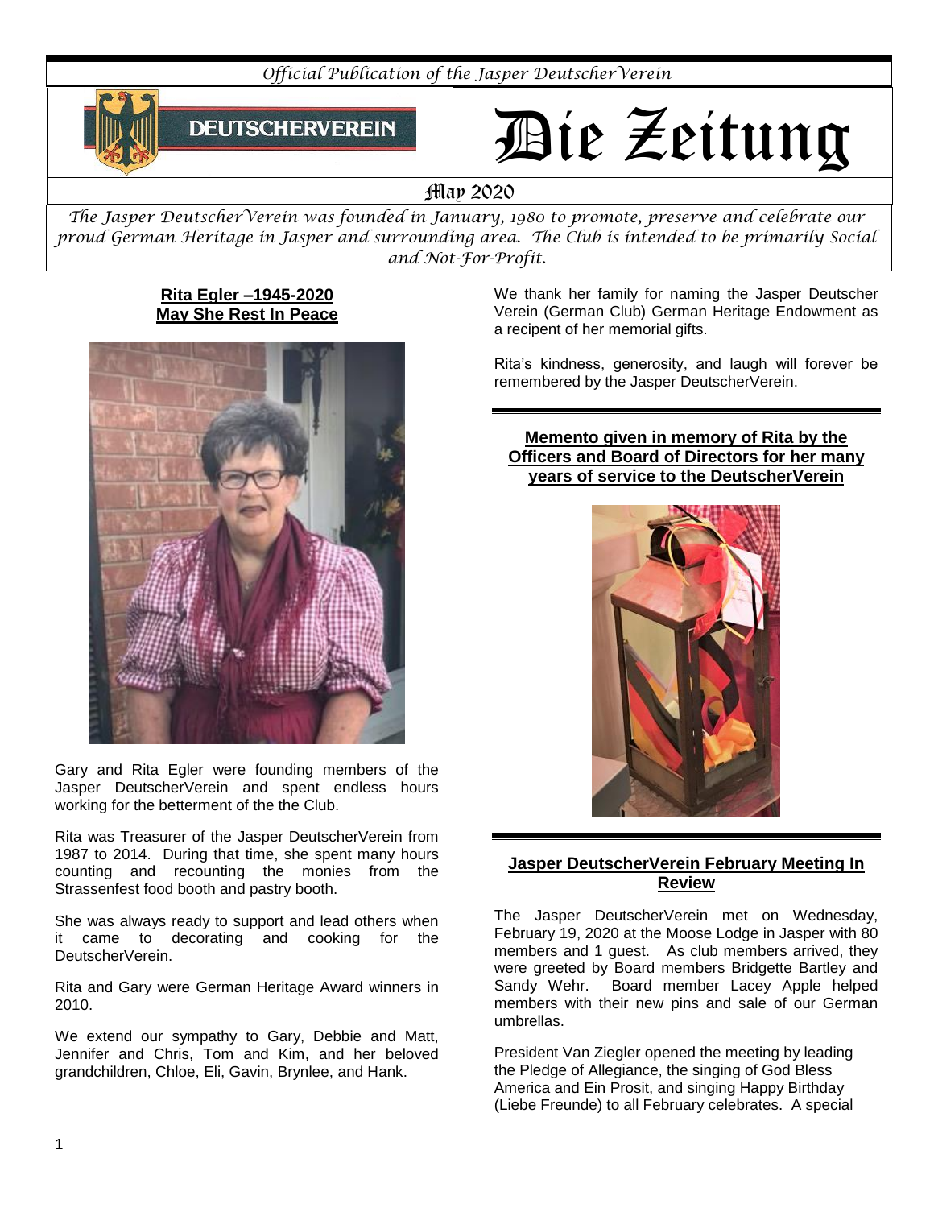*Official Publication of the Jasper DeutscherVerein*

DEUTSCHERVEREIN

# Die Zeitung

May 2020

*The Jasper DeutscherVerein was founded in January, 1980 to promote, preserve and celebrate our proud German Heritage in Jasper and surrounding area. The Club is intended to be primarily Social and Not-For-Profit.*

## Rita Egler –1945-2020
## May She Rest In Peace

Gary and Rita Egler were founding members of the Jasper DeutscherVerein and spent endless hours working for the betterment of the the Club.

Rita was Treasurer of the Jasper DeutscherVerein from 1987 to 2014. During that time, she spent many hours counting and recounting the monies from the Strassenfest food booth and pastry booth.

She was always ready to support and lead others when it came to decorating and cooking for the DeutscherVerein.

Rita and Gary were German Heritage Award winners in 2010.

We extend our sympathy to Gary, Debbie and Matt, Jennifer and Chris, Tom and Kim, and her beloved grandchildren, Chloe, Eli, Gavin, Brynlee, and Hank.

We thank her family for naming the Jasper Deutscher Verein (German Club) German Heritage Endowment as a recipient of her memorial gifts.

Rita's kindness, generosity, and laugh will forever be remembered by the Jasper DeutscherVerein.

## Memento given in memory of Rita by the Officers and Board of Directors for her many years of service to the DeutscherVerein

## Jasper DeutscherVerein February Meeting In Review

The Jasper DeutscherVerein met on Wednesday, February 19, 2020 at the Moose Lodge in Jasper with 80 members and 1 guest. As club members arrived, they were greeted by Board members Bridgette Bartley and Sandy Wehr. Board member Lacey Apple helped members with their new pins and sale of our German umbrellas.

President Van Ziegler opened the meeting by leading the Pledge of Allegiance, the singing of God Bless America and Ein Prosit, and singing Happy Birthday (Liebe Freunde) to all February celebrates. A special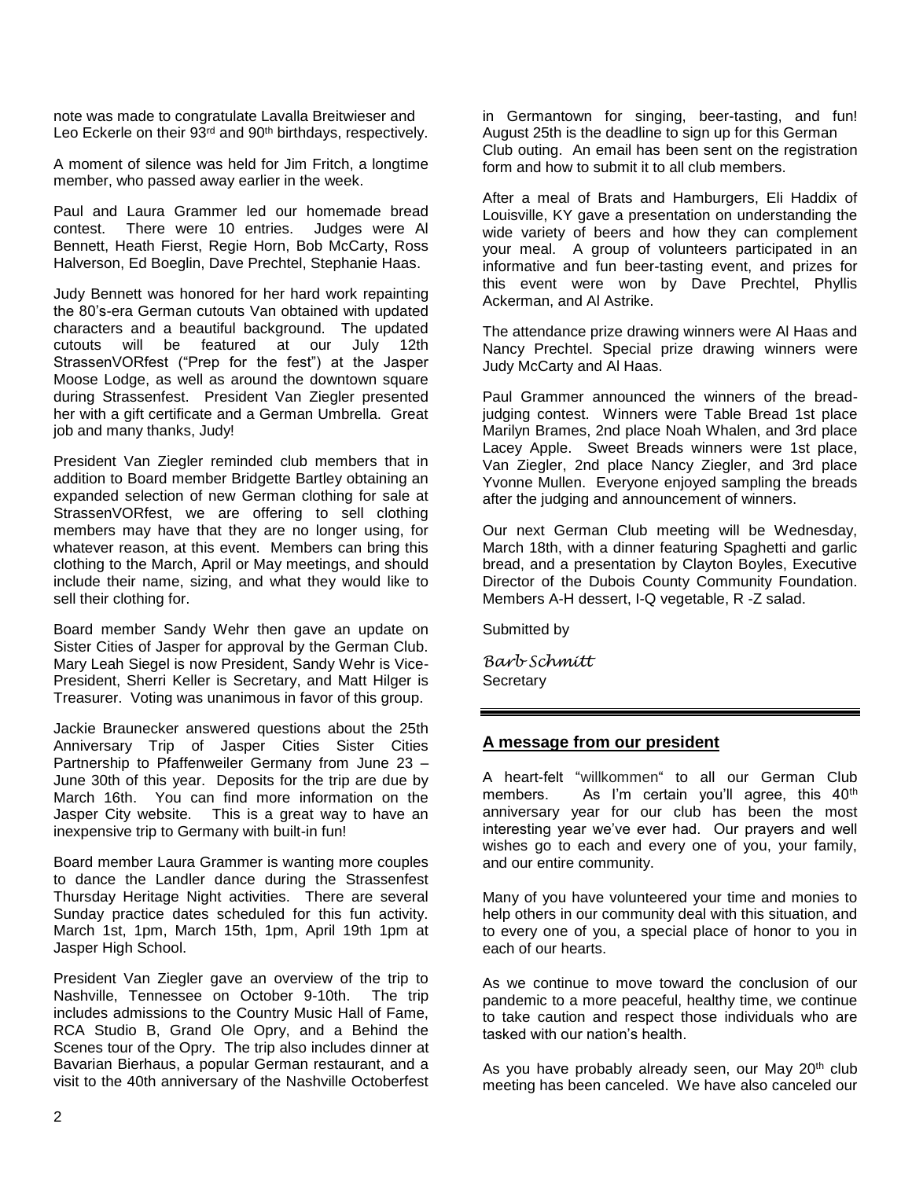note was made to congratulate Lavalla Breitwieser and Leo Eckerle on their 93rd and 90th birthdays, respectively.

A moment of silence was held for Jim Fritch, a longtime member, who passed away earlier in the week.

Paul and Laura Grammer led our homemade bread contest. There were 10 entries. Judges were Al Bennett, Heath Fierst, Regie Horn, Bob McCarty, Ross Halverson, Ed Boeglin, Dave Prechtel, Stephanie Haas.

Judy Bennett was honored for her hard work repainting the 80's-era German cutouts Van obtained with updated characters and a beautiful background. The updated cutouts will be featured at our July 12th StrassenVORfest ("Prep for the fest") at the Jasper Moose Lodge, as well as around the downtown square during Strassenfest. President Van Ziegler presented her with a gift certificate and a German Umbrella. Great job and many thanks, Judy!

President Van Ziegler reminded club members that in addition to Board member Bridgette Bartley obtaining an expanded selection of new German clothing for sale at StrassenVORfest, we are offering to sell clothing members may have that they are no longer using, for whatever reason, at this event. Members can bring this clothing to the March, April or May meetings, and should include their name, sizing, and what they would like to sell their clothing for.

Board member Sandy Wehr then gave an update on Sister Cities of Jasper for approval by the German Club. Mary Leah Siegel is now President, Sandy Wehr is Vice-President, Sherri Keller is Secretary, and Matt Hilger is Treasurer. Voting was unanimous in favor of this group.

Jackie Braunecker answered questions about the 25th Anniversary Trip of Jasper Cities Sister Cities Partnership to Pfaffenweiler Germany from June 23 – June 30th of this year. Deposits for the trip are due by March 16th. You can find more information on the Jasper City website. This is a great way to have an inexpensive trip to Germany with built-in fun!

Board member Laura Grammer is wanting more couples to dance the Landler dance during the Strassenfest Thursday Heritage Night activities. There are several Sunday practice dates scheduled for this fun activity. March 1st, 1pm, March 15th, 1pm, April 19th 1pm at Jasper High School.

President Van Ziegler gave an overview of the trip to Nashville, Tennessee on October 9-10th. The trip includes admissions to the Country Music Hall of Fame, RCA Studio B, Grand Ole Opry, and a Behind the Scenes tour of the Opry. The trip also includes dinner at Bavarian Bierhaus, a popular German restaurant, and a visit to the 40th anniversary of the Nashville Octoberfest in Germantown for singing, beer-tasting, and fun! August 25th is the deadline to sign up for this German Club outing. An email has been sent on the registration form and how to submit it to all club members.

After a meal of Brats and Hamburgers, Eli Haddix of Louisville, KY gave a presentation on understanding the wide variety of beers and how they can complement your meal. A group of volunteers participated in an informative and fun beer-tasting event, and prizes for this event were won by Dave Prechtel, Phyllis Ackerman, and Al Astrike.

The attendance prize drawing winners were Al Haas and Nancy Prechtel. Special prize drawing winners were Judy McCarty and Al Haas.

Paul Grammer announced the winners of the bread-judging contest. Winners were Table Bread 1st place Marilyn Brames, 2nd place Noah Whalen, and 3rd place Lacey Apple. Sweet Breads winners were 1st place, Van Ziegler, 2nd place Nancy Ziegler, and 3rd place Yvonne Mullen. Everyone enjoyed sampling the breads after the judging and announcement of winners.

Our next German Club meeting will be Wednesday, March 18th, with a dinner featuring Spaghetti and garlic bread, and a presentation by Clayton Boyles, Executive Director of the Dubois County Community Foundation. Members A-H dessert, I-Q vegetable, R -Z salad.

Submitted by

*Barb Schmitt*
Secretary

---

## A message from our president

A heart-felt "willkommen" to all our German Club members. As I'm certain you'll agree, this 40th anniversary year for our club has been the most interesting year we've ever had. Our prayers and well wishes go to each and every one of you, your family, and our entire community.

Many of you have volunteered your time and monies to help others in our community deal with this situation, and to every one of you, a special place of honor to you in each of our hearts.

As we continue to move toward the conclusion of our pandemic to a more peaceful, healthy time, we continue to take caution and respect those individuals who are tasked with our nation's health.

As you have probably already seen, our May 20th club meeting has been canceled. We have also canceled our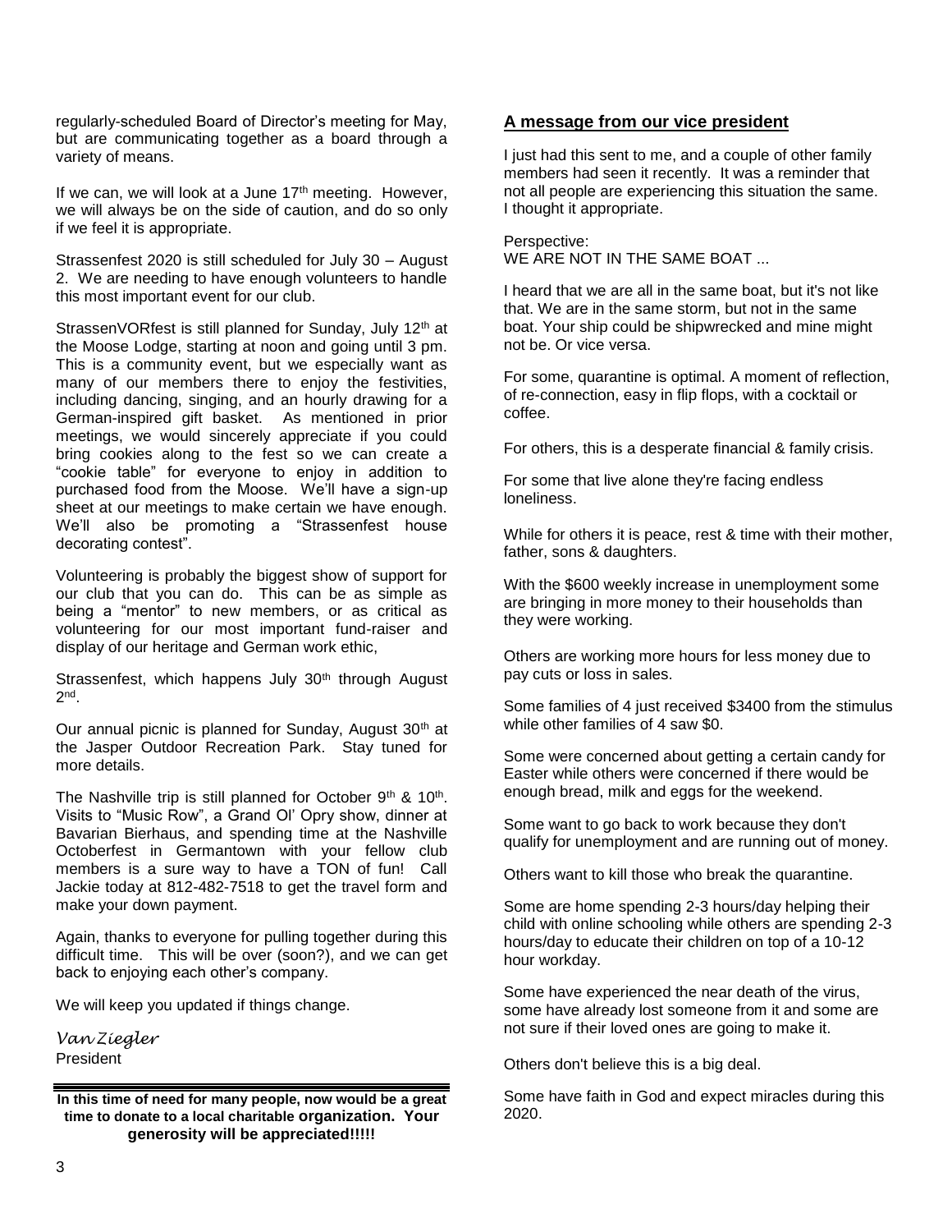regularly-scheduled Board of Director's meeting for May, but are communicating together as a board through a variety of means.

If we can, we will look at a June 17th meeting. However, we will always be on the side of caution, and do so only if we feel it is appropriate.

Strassenfest 2020 is still scheduled for July 30 – August 2. We are needing to have enough volunteers to handle this most important event for our club.

StrassenVORfest is still planned for Sunday, July 12th at the Moose Lodge, starting at noon and going until 3 pm. This is a community event, but we especially want as many of our members there to enjoy the festivities, including dancing, singing, and an hourly drawing for a German-inspired gift basket. As mentioned in prior meetings, we would sincerely appreciate if you could bring cookies along to the fest so we can create a "cookie table" for everyone to enjoy in addition to purchased food from the Moose. We'll have a sign-up sheet at our meetings to make certain we have enough. We'll also be promoting a "Strassenfest house decorating contest".

Volunteering is probably the biggest show of support for our club that you can do. This can be as simple as being a "mentor" to new members, or as critical as volunteering for our most important fund-raiser and display of our heritage and German work ethic,

Strassenfest, which happens July 30th through August 2nd.

Our annual picnic is planned for Sunday, August 30th at the Jasper Outdoor Recreation Park. Stay tuned for more details.

The Nashville trip is still planned for October 9th & 10th. Visits to "Music Row", a Grand Ol' Opry show, dinner at Bavarian Bierhaus, and spending time at the Nashville Octoberfest in Germantown with your fellow club members is a sure way to have a TON of fun! Call Jackie today at 812-482-7518 to get the travel form and make your down payment.

Again, thanks to everyone for pulling together during this difficult time. This will be over (soon?), and we can get back to enjoying each other's company.

We will keep you updated if things change.

*Van Ziegler*
President

**In this time of need for many people, now would be a great time to donate to a local charitable organization. Your generosity will be appreciated!!!!!**

## A message from our vice president

I just had this sent to me, and a couple of other family members had seen it recently. It was a reminder that not all people are experiencing this situation the same. I thought it appropriate.

Perspective:
WE ARE NOT IN THE SAME BOAT ...

I heard that we are all in the same boat, but it's not like that. We are in the same storm, but not in the same boat. Your ship could be shipwrecked and mine might not be. Or vice versa.

For some, quarantine is optimal. A moment of reflection, of re-connection, easy in flip flops, with a cocktail or coffee.

For others, this is a desperate financial & family crisis.

For some that live alone they're facing endless loneliness.

While for others it is peace, rest & time with their mother, father, sons & daughters.

With the $600 weekly increase in unemployment some are bringing in more money to their households than they were working.

Others are working more hours for less money due to pay cuts or loss in sales.

Some families of 4 just received $3400 from the stimulus while other families of 4 saw $0.

Some were concerned about getting a certain candy for Easter while others were concerned if there would be enough bread, milk and eggs for the weekend.

Some want to go back to work because they don't qualify for unemployment and are running out of money.

Others want to kill those who break the quarantine.

Some are home spending 2-3 hours/day helping their child with online schooling while others are spending 2-3 hours/day to educate their children on top of a 10-12 hour workday.

Some have experienced the near death of the virus, some have already lost someone from it and some are not sure if their loved ones are going to make it.

Others don't believe this is a big deal.

Some have faith in God and expect miracles during this 2020.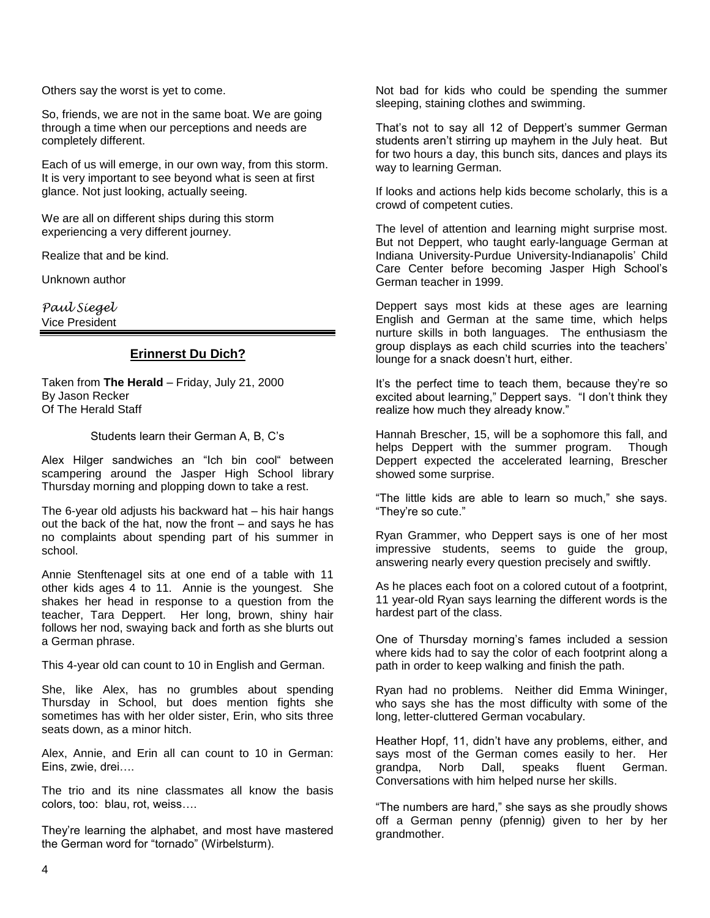Others say the worst is yet to come.

So, friends, we are not in the same boat. We are going through a time when our perceptions and needs are completely different.

Each of us will emerge, in our own way, from this storm. It is very important to see beyond what is seen at first glance. Not just looking, actually seeing.

We are all on different ships during this storm experiencing a very different journey.

Realize that and be kind.

Unknown author

*Paul Siegel*
Vice President

---

## Erinnerst Du Dich?

Taken from **The Herald** – Friday, July 21, 2000
By Jason Recker
Of The Herald Staff

Students learn their German A, B, C's

Alex Hilger sandwiches an "Ich bin cool" between scampering around the Jasper High School library Thursday morning and plopping down to take a rest.

The 6-year old adjusts his backward hat – his hair hangs out the back of the hat, now the front – and says he has no complaints about spending part of his summer in school.

Annie Stenftenagel sits at one end of a table with 11 other kids ages 4 to 11. Annie is the youngest. She shakes her head in response to a question from the teacher, Tara Deppert. Her long, brown, shiny hair follows her nod, swaying back and forth as she blurts out a German phrase.

This 4-year old can count to 10 in English and German.

She, like Alex, has no grumbles about spending Thursday in School, but does mention fights she sometimes has with her older sister, Erin, who sits three seats down, as a minor hitch.

Alex, Annie, and Erin all can count to 10 in German: Eins, zwie, drei….

The trio and its nine classmates all know the basis colors, too: blau, rot, weiss….

They're learning the alphabet, and most have mastered the German word for "tornado" (Wirbelsturm).

Not bad for kids who could be spending the summer sleeping, staining clothes and swimming.

That's not to say all 12 of Deppert's summer German students aren't stirring up mayhem in the July heat. But for two hours a day, this bunch sits, dances and plays its way to learning German.

If looks and actions help kids become scholarly, this is a crowd of competent cuties.

The level of attention and learning might surprise most. But not Deppert, who taught early-language German at Indiana University-Purdue University-Indianapolis' Child Care Center before becoming Jasper High School's German teacher in 1999.

Deppert says most kids at these ages are learning English and German at the same time, which helps nurture skills in both languages. The enthusiasm the group displays as each child scurries into the teachers' lounge for a snack doesn't hurt, either.

It's the perfect time to teach them, because they're so excited about learning," Deppert says. "I don't think they realize how much they already know."

Hannah Brescher, 15, will be a sophomore this fall, and helps Deppert with the summer program. Though Deppert expected the accelerated learning, Brescher showed some surprise.

"The little kids are able to learn so much," she says. "They're so cute."

Ryan Grammer, who Deppert says is one of her most impressive students, seems to guide the group, answering nearly every question precisely and swiftly.

As he places each foot on a colored cutout of a footprint, 11 year-old Ryan says learning the different words is the hardest part of the class.

One of Thursday morning's fames included a session where kids had to say the color of each footprint along a path in order to keep walking and finish the path.

Ryan had no problems. Neither did Emma Wininger, who says she has the most difficulty with some of the long, letter-cluttered German vocabulary.

Heather Hopf, 11, didn't have any problems, either, and says most of the German comes easily to her. Her grandpa, Norb Dall, speaks fluent German. Conversations with him helped nurse her skills.

"The numbers are hard," she says as she proudly shows off a German penny (pfennig) given to her by her grandmother.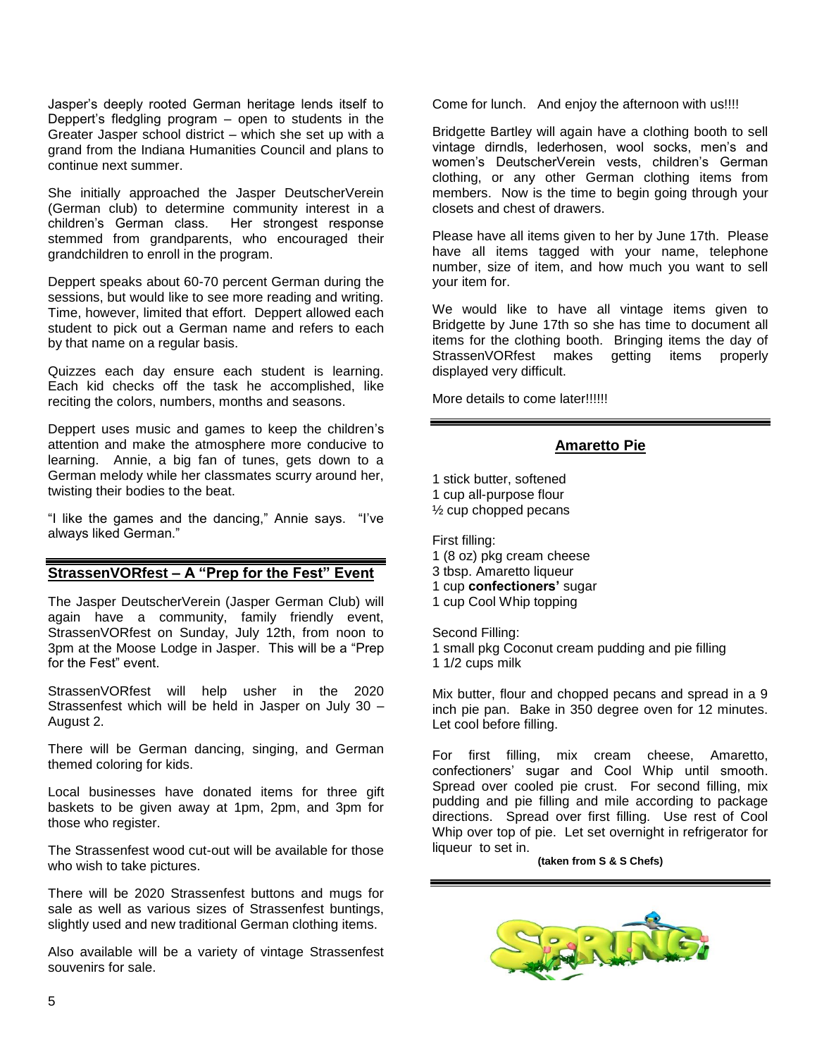Jasper's deeply rooted German heritage lends itself to Deppert's fledgling program – open to students in the Greater Jasper school district – which she set up with a grand from the Indiana Humanities Council and plans to continue next summer.

She initially approached the Jasper DeutscherVerein (German club) to determine community interest in a children's German class. Her strongest response stemmed from grandparents, who encouraged their grandchildren to enroll in the program.

Deppert speaks about 60-70 percent German during the sessions, but would like to see more reading and writing. Time, however, limited that effort. Deppert allowed each student to pick out a German name and refers to each by that name on a regular basis.

Quizzes each day ensure each student is learning. Each kid checks off the task he accomplished, like reciting the colors, numbers, months and seasons.

Deppert uses music and games to keep the children's attention and make the atmosphere more conducive to learning. Annie, a big fan of tunes, gets down to a German melody while her classmates scurry around her, twisting their bodies to the beat.

"I like the games and the dancing," Annie says. "I've always liked German."

## StrassenVORfest – A "Prep for the Fest" Event

The Jasper DeutscherVerein (Jasper German Club) will again have a community, family friendly event, StrassenVORfest on Sunday, July 12th, from noon to 3pm at the Moose Lodge in Jasper. This will be a "Prep for the Fest" event.

StrassenVORfest will help usher in the 2020 Strassenfest which will be held in Jasper on July 30 – August 2.

There will be German dancing, singing, and German themed coloring for kids.

Local businesses have donated items for three gift baskets to be given away at 1pm, 2pm, and 3pm for those who register.

The Strassenfest wood cut-out will be available for those who wish to take pictures.

There will be 2020 Strassenfest buttons and mugs for sale as well as various sizes of Strassenfest buntings, slightly used and new traditional German clothing items.

Also available will be a variety of vintage Strassenfest souvenirs for sale.

Come for lunch. And enjoy the afternoon with us!!!!

Bridgette Bartley will again have a clothing booth to sell vintage dirndls, lederhosen, wool socks, men's and women's DeutscherVerein vests, children's German clothing, or any other German clothing items from members. Now is the time to begin going through your closets and chest of drawers.

Please have all items given to her by June 17th. Please have all items tagged with your name, telephone number, size of item, and how much you want to sell your item for.

We would like to have all vintage items given to Bridgette by June 17th so she has time to document all items for the clothing booth. Bringing items the day of StrassenVORfest makes getting items properly displayed very difficult.

More details to come later!!!!!!

## Amaretto Pie

1 stick butter, softened
1 cup all-purpose flour
½ cup chopped pecans

First filling:
1 (8 oz) pkg cream cheese
3 tbsp. Amaretto liqueur
1 cup **confectioners'** sugar
1 cup Cool Whip topping

Second Filling:
1 small pkg Coconut cream pudding and pie filling
1 1/2 cups milk

Mix butter, flour and chopped pecans and spread in a 9 inch pie pan. Bake in 350 degree oven for 12 minutes. Let cool before filling.

For first filling, mix cream cheese, Amaretto, confectioners' sugar and Cool Whip until smooth. Spread over cooled pie crust. For second filling, mix pudding and pie filling and mile according to package directions. Spread over first filling. Use rest of Cool Whip over top of pie. Let set overnight in refrigerator for liqueur to set in.

**(taken from S & S Chefs)**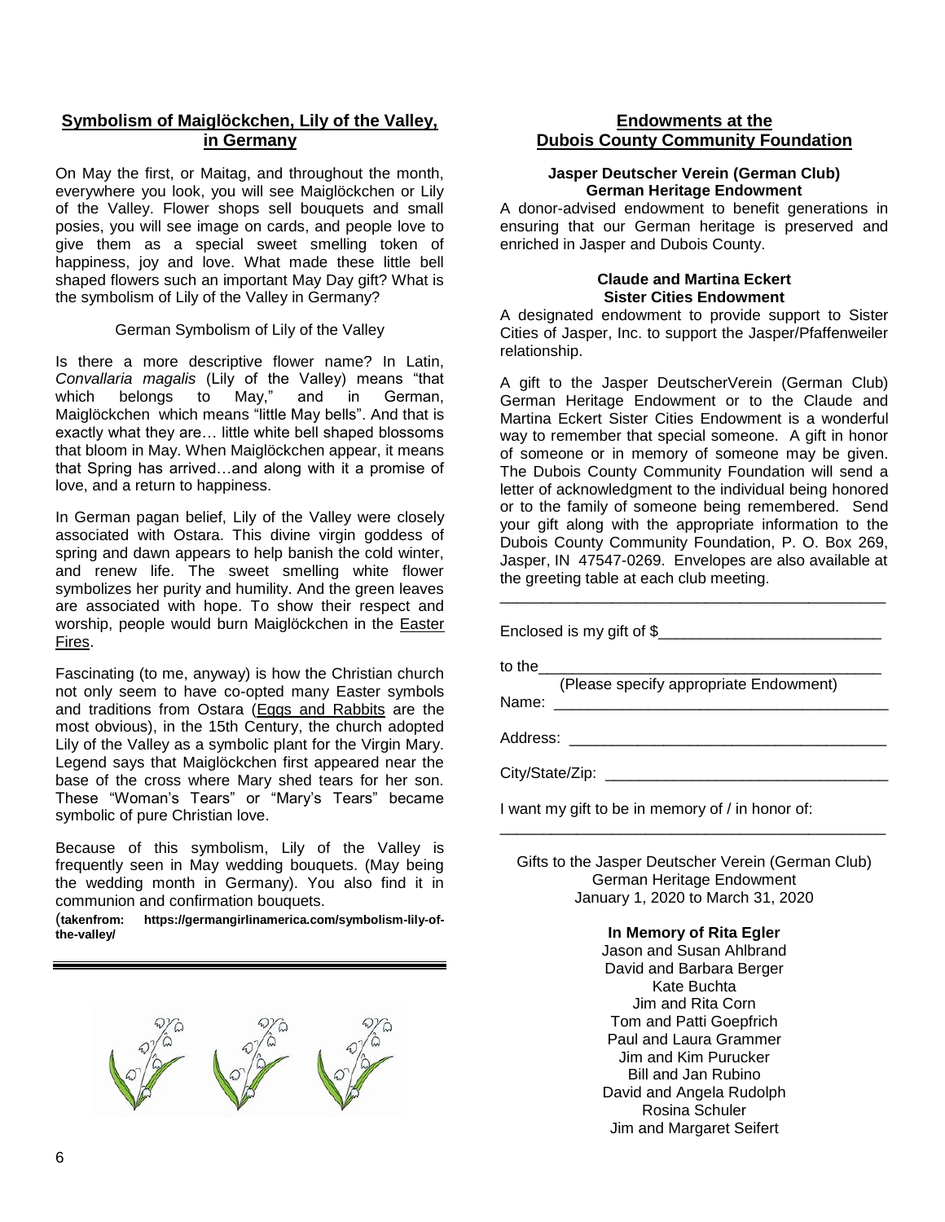## Symbolism of Maiglöckchen, Lily of the Valley, in Germany

On May the first, or Maitag, and throughout the month, everywhere you look, you will see Maiglöckchen or Lily of the Valley. Flower shops sell bouquets and small posies, you will see image on cards, and people love to give them as a special sweet smelling token of happiness, joy and love. What made these little bell shaped flowers such an important May Day gift? What is the symbolism of Lily of the Valley in Germany?

German Symbolism of Lily of the Valley

Is there a more descriptive flower name? In Latin, *Convallaria magalis* (Lily of the Valley) means "that which belongs to May," and in German, Maiglöckchen which means "little May bells". And that is exactly what they are… little white bell shaped blossoms that bloom in May. When Maiglöckchen appear, it means that Spring has arrived…and along with it a promise of love, and a return to happiness.

In German pagan belief, Lily of the Valley were closely associated with Ostara. This divine virgin goddess of spring and dawn appears to help banish the cold winter, and renew life. The sweet smelling white flower symbolizes her purity and humility. And the green leaves are associated with hope. To show their respect and worship, people would burn Maiglöckchen in the Easter Fires.

Fascinating (to me, anyway) is how the Christian church not only seem to have co-opted many Easter symbols and traditions from Ostara (Eggs and Rabbits are the most obvious), in the 15th Century, the church adopted Lily of the Valley as a symbolic plant for the Virgin Mary. Legend says that Maiglöckchen first appeared near the base of the cross where Mary shed tears for her son. These "Woman's Tears" or "Mary's Tears" became symbolic of pure Christian love.

Because of this symbolism, Lily of the Valley is frequently seen in May wedding bouquets. (May being the wedding month in Germany). You also find it in communion and confirmation bouquets.

(**takenfrom: https://germangirlinamerica.com/symbolism-lily-of-the-valley/**

## Endowments at the Dubois County Community Foundation

**Jasper Deutscher Verein (German Club) German Heritage Endowment**

A donor-advised endowment to benefit generations in ensuring that our German heritage is preserved and enriched in Jasper and Dubois County.

**Claude and Martina Eckert Sister Cities Endowment**

A designated endowment to provide support to Sister Cities of Jasper, Inc. to support the Jasper/Pfaffenweiler relationship.

A gift to the Jasper DeutscherVerein (German Club) German Heritage Endowment or to the Claude and Martina Eckert Sister Cities Endowment is a wonderful way to remember that special someone. A gift in honor of someone or in memory of someone may be given. The Dubois County Community Foundation will send a letter of acknowledgment to the individual being honored or to the family of someone being remembered. Send your gift along with the appropriate information to the Dubois County Community Foundation, P. O. Box 269, Jasper, IN 47547-0269. Envelopes are also available at the greeting table at each club meeting.

Enclosed is my gift of $__________________________

to the________________________________________
(Please specify appropriate Endowment)

Name: ________________________________________

Address: ______________________________________

City/State/Zip: _________________________________

I want my gift to be in memory of / in honor of:

______________________________________________

Gifts to the Jasper Deutscher Verein (German Club) German Heritage Endowment
January 1, 2020 to March 31, 2020

**In Memory of Rita Egler**

Jason and Susan Ahlbrand
David and Barbara Berger
Kate Buchta
Jim and Rita Corn
Tom and Patti Goepfrich
Paul and Laura Grammer
Jim and Kim Purucker
Bill and Jan Rubino
David and Angela Rudolph
Rosina Schuler
Jim and Margaret Seifert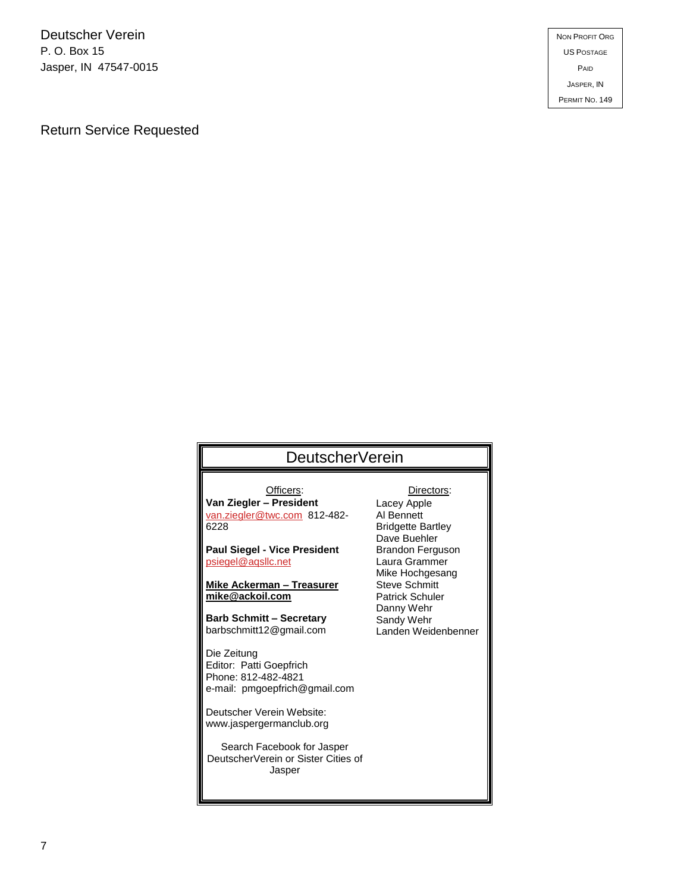Deutscher Verein
P. O. Box 15
Jasper, IN 47547-0015

NON PROFIT ORG
US POSTAGE
PAID
JASPER, IN
PERMIT NO. 149

Return Service Requested

## DeutscherVerein

Officers:

**Van Ziegler – President**
van.ziegler@twc.com 812-482-6228

**Paul Siegel - Vice President**
psiegel@aqsllc.net

**Mike Ackerman – Treasurer**
**mike@ackoil.com**

**Barb Schmitt – Secretary**
barbschmitt12@gmail.com

Die Zeitung
Editor: Patti Goepfrich
Phone: 812-482-4821
e-mail: pmgoepfrich@gmail.com

Deutscher Verein Website:
www.jaspergermanclub.org

Search Facebook for Jasper DeutscherVerein or Sister Cities of Jasper

Directors:

Lacey Apple
Al Bennett
Bridgette Bartley
Dave Buehler
Brandon Ferguson
Laura Grammer
Mike Hochgesang
Steve Schmitt
Patrick Schuler
Danny Wehr
Sandy Wehr
Landen Weidenbenner